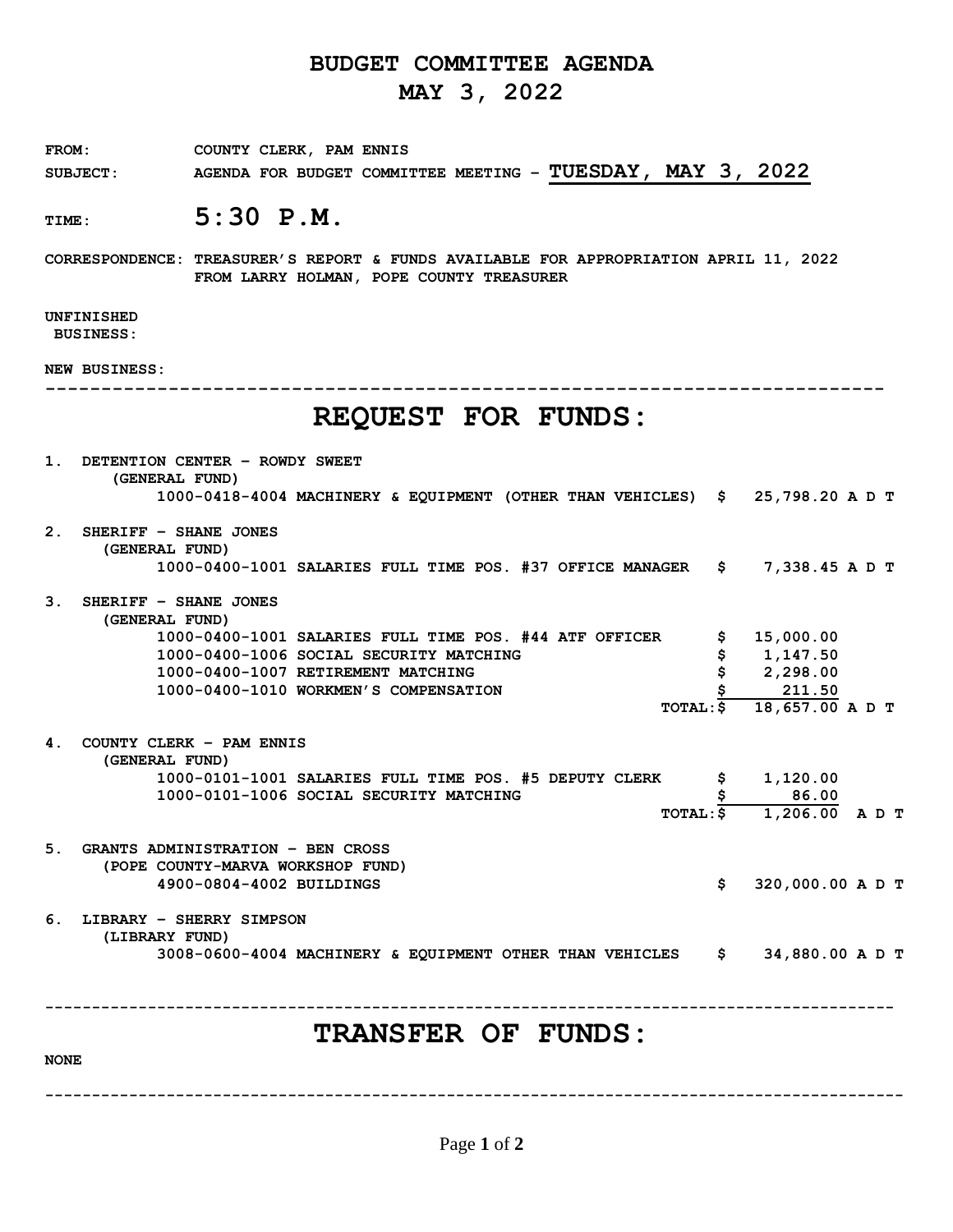# BUDGET COMMITTEE AGENDA

## MAY 3, 2022

**FROM:** COUNTY CLERK, PAM ENNIS

**SUBJECT:** AGENDA FOR BUDGET COMMITTEE MEETING - **TUESDAY, MAY 3, 2022**

**TIME:** **5:30 P.M.**

**CORRESPONDENCE:** TREASURER'S REPORT & FUNDS AVAILABLE FOR APPROPRIATION APRIL 11, 2022 FROM LARRY HOLMAN, POPE COUNTY TREASURER

**UNFINISHED BUSINESS:**

**NEW BUSINESS:**

---

# REQUEST FOR FUNDS:

1. **DETENTION CENTER – ROWDY SWEET**
   (GENERAL FUND)

| Account | Description | Amount | |
|---|---|---|---|
| 1000-0418-4004 | MACHINERY & EQUIPMENT (OTHER THAN VEHICLES) | $ 25,798.20 | A D T |

2. **SHERIFF – SHANE JONES**
   (GENERAL FUND)

| Account | Description | Amount | |
|---|---|---|---|
| 1000-0400-1001 | SALARIES FULL TIME POS. #37 OFFICE MANAGER | $ 7,338.45 | A D T |

3. **SHERIFF – SHANE JONES**
   (GENERAL FUND)

| Account | Description | Amount | |
|---|---|---|---|
| 1000-0400-1001 | SALARIES FULL TIME POS. #44 ATF OFFICER | $ 15,000.00 | |
| 1000-0400-1006 | SOCIAL SECURITY MATCHING | $ 1,147.50 | |
| 1000-0400-1007 | RETIREMENT MATCHING | $ 2,298.00 | |
| 1000-0400-1010 | WORKMEN'S COMPENSATION | $ 211.50 | |
| | TOTAL: | $ 18,657.00 | A D T |

4. **COUNTY CLERK – PAM ENNIS**
   (GENERAL FUND)

| Account | Description | Amount | |
|---|---|---|---|
| 1000-0101-1001 | SALARIES FULL TIME POS. #5 DEPUTY CLERK | $ 1,120.00 | |
| 1000-0101-1006 | SOCIAL SECURITY MATCHING | $ 86.00 | |
| | TOTAL: | $ 1,206.00 | A D T |

5. **GRANTS ADMINISTRATION – BEN CROSS**
   (POPE COUNTY-MARVA WORKSHOP FUND)

| Account | Description | Amount | |
|---|---|---|---|
| 4900-0804-4002 | BUILDINGS | $ 320,000.00 | A D T |

6. **LIBRARY – SHERRY SIMPSON**
   (LIBRARY FUND)

| Account | Description | Amount | |
|---|---|---|---|
| 3008-0600-4004 | MACHINERY & EQUIPMENT OTHER THAN VEHICLES | $ 34,880.00 | A D T |

---

# TRANSFER OF FUNDS:

NONE

---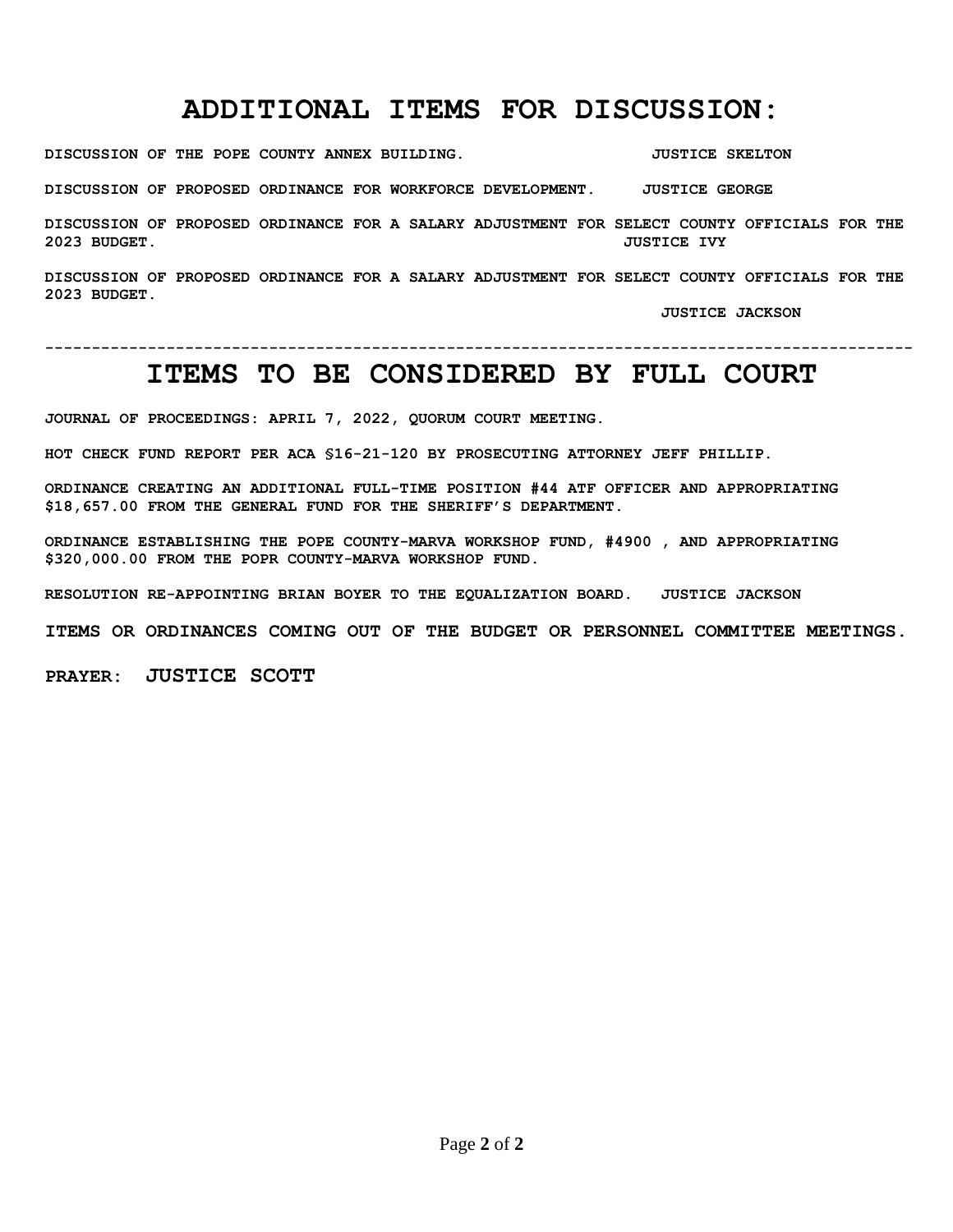# ADDITIONAL ITEMS FOR DISCUSSION:

**DISCUSSION OF THE POPE COUNTY ANNEX BUILDING. JUSTICE SKELTON**

**DISCUSSION OF PROPOSED ORDINANCE FOR WORKFORCE DEVELOPMENT. JUSTICE GEORGE**

**DISCUSSION OF PROPOSED ORDINANCE FOR A SALARY ADJUSTMENT FOR SELECT COUNTY OFFICIALS FOR THE 2023 BUDGET. JUSTICE IVY**

**DISCUSSION OF PROPOSED ORDINANCE FOR A SALARY ADJUSTMENT FOR SELECT COUNTY OFFICIALS FOR THE 2023 BUDGET.**

**JUSTICE JACKSON**

---

# ITEMS TO BE CONSIDERED BY FULL COURT

**JOURNAL OF PROCEEDINGS: APRIL 7, 2022, QUORUM COURT MEETING.**

**HOT CHECK FUND REPORT PER ACA §16-21-120 BY PROSECUTING ATTORNEY JEFF PHILLIP.**

**ORDINANCE CREATING AN ADDITIONAL FULL-TIME POSITION #44 ATF OFFICER AND APPROPRIATING $18,657.00 FROM THE GENERAL FUND FOR THE SHERIFF'S DEPARTMENT.**

**ORDINANCE ESTABLISHING THE POPE COUNTY-MARVA WORKSHOP FUND, #4900 , AND APPROPRIATING $320,000.00 FROM THE POPR COUNTY-MARVA WORKSHOP FUND.**

**RESOLUTION RE-APPOINTING BRIAN BOYER TO THE EQUALIZATION BOARD. JUSTICE JACKSON**

**ITEMS OR ORDINANCES COMING OUT OF THE BUDGET OR PERSONNEL COMMITTEE MEETINGS.**

**PRAYER: JUSTICE SCOTT**